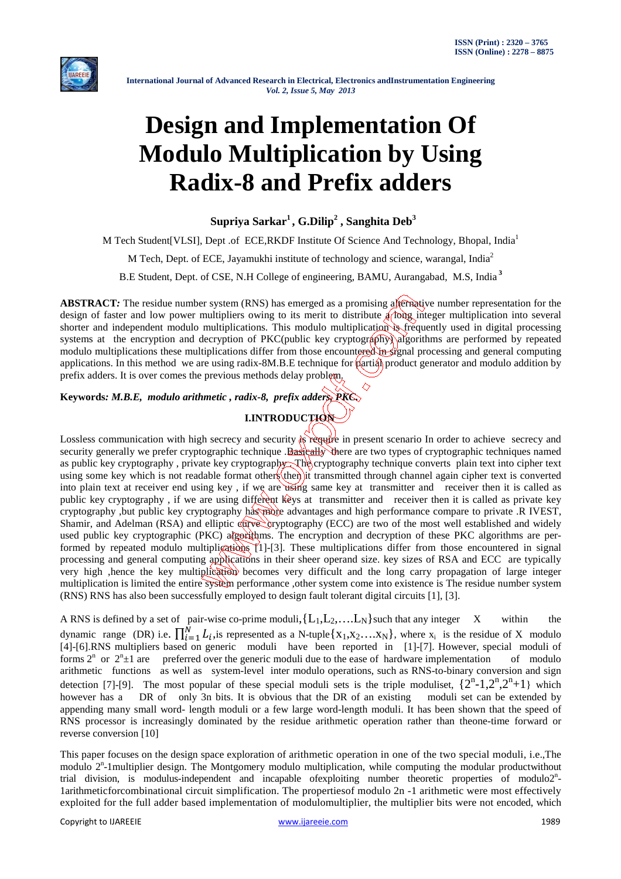# Design and Implementation Of Modulo Multiplication by Using Radix-8 and Prefix adders

**Supriya Sarkar[1], G.Dilip[2], Sanghita Deb[3]**

M Tech Student[VLSI], Dept .of ECE,RKDF Institute Of Science And Technology, Bhopal, India[1]

M Tech, Dept. of ECE, Jayamukhi institute of technology and science, warangal, India[2]

B.E Student, Dept. of CSE, N.H College of engineering, BAMU, Aurangabad, M.S, India[3]

**ABSTRACT:** The residue number system (RNS) has emerged as a promising alternative number representation for the design of faster and low power multipliers owing to its merit to distribute a long integer multiplication into several shorter and independent modulo multiplications. This modulo multiplication is frequently used in digital processing systems at the encryption and decryption of PKC(public key cryptography) algorithms are performed by repeated modulo multiplications these multiplications differ from those encountered in signal processing and general computing applications. In this method we are using radix-8M.B.E technique for partial product generator and modulo addition by prefix adders. It is over comes the previous methods delay problem.

**Keywords:** *M.B.E, modulo arithmetic , radix-8, prefix adders, PKC.*

## I.INTRODUCTION

Lossless communication with high secrecy and security is require in present scenario In order to achieve secrecy and security generally we prefer cryptographic technique .Basically there are two types of cryptographic techniques named as public key cryptography , private key cryptography. The cryptography technique converts plain text into cipher text using some key which is not readable format others then it transmitted through channel again cipher text is converted into plain text at receiver end using key , if we are using same key at transmitter and receiver then it is called as public key cryptography , if we are using different keys at transmitter and receiver then it is called as private key cryptography ,but public key cryptography has more advantages and high performance compare to private .R IVEST, Shamir, and Adelman (RSA) and elliptic curve cryptography (ECC) are two of the most well established and widely used public key cryptographic (PKC) algorithms. The encryption and decryption of these PKC algorithms are performed by repeated modulo multiplications [1]-[3]. These multiplications differ from those encountered in signal processing and general computing applications in their sheer operand size. key sizes of RSA and ECC are typically very high ,hence the key multiplication becomes very difficult and the long carry propagation of large integer multiplication is limited the entire system performance ,other system come into existence is The residue number system (RNS) RNS has also been successfully employed to design fault tolerant digital circuits [1], [3].

A RNS is defined by a set of pair-wise co-prime moduli,$\{L_1,L_2,\ldots.L_N\}$such that any integer X within the dynamic range (DR) i.e. $\prod_{i=1}^{N} L_i$,is represented as a N-tuple$\{x_1,x_2\ldots.x_N\}$, where $x_i$ is the residue of X modulo [4]-[6].RNS multipliers based on generic moduli have been reported in [1]-[7]. However, special moduli of forms $2^n$ or $2^n\pm1$ are preferred over the generic moduli due to the ease of hardware implementation of modulo arithmetic functions as well as system-level inter modulo operations, such as RNS-to-binary conversion and sign detection [7]-[9]. The most popular of these special moduli sets is the triple moduliset, $\{2^n-1,2^n,2^n+1\}$ which however has a DR of only 3n bits. It is obvious that the DR of an existing moduli set can be extended by appending many small word- length moduli or a few large word-length moduli. It has been shown that the speed of RNS processor is increasingly dominated by the residue arithmetic operation rather than theone-time forward or reverse conversion [10]

This paper focuses on the design space exploration of arithmetic operation in one of the two special moduli, i.e.,The modulo $2^n$-1multiplier design. The Montgomery modulo multiplication, while computing the modular productwithout trial division, is modulus-independent and incapable ofexploiting number theoretic properties of modulo$2^n$-1arithmeticforcombinational circuit simplification. The propertiesof modulo 2n -1 arithmetic were most effectively exploited for the full adder based implementation of modulomultiplier, the multiplier bits were not encoded, which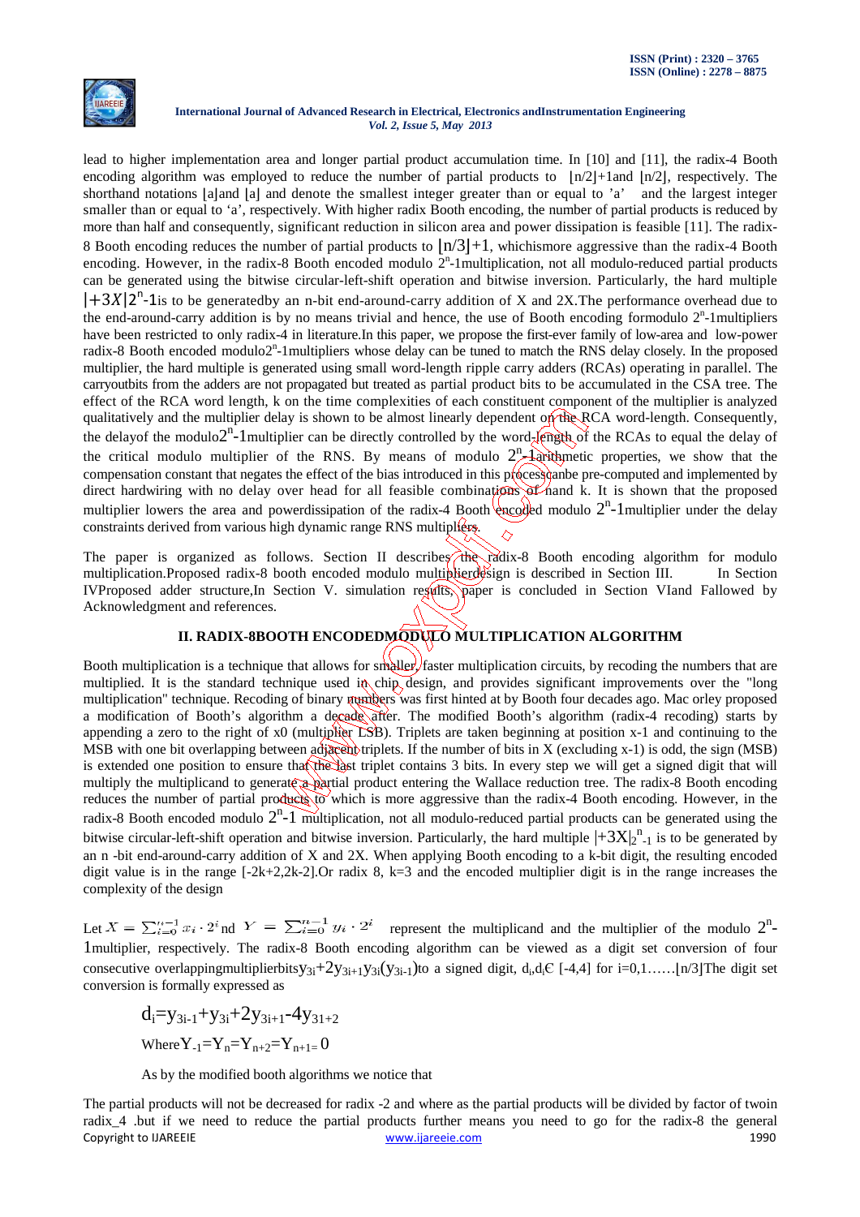lead to higher implementation area and longer partial product accumulation time. In [10] and [11], the radix-4 Booth encoding algorithm was employed to reduce the number of partial products to $\lfloor n/2 \rfloor+1$and $\lceil n/2 \rceil$, respectively. The shorthand notations $\lceil a \rceil$and $\lfloor a \rfloor$ and denote the smallest integer greater than or equal to 'a' and the largest integer smaller than or equal to 'a', respectively. With higher radix Booth encoding, the number of partial products is reduced by more than half and consequently, significant reduction in silicon area and power dissipation is feasible [11]. The radix-8 Booth encoding reduces the number of partial products to $\lfloor n/3 \rfloor+1$, whichismore aggressive than the radix-4 Booth encoding. However, in the radix-8 Booth encoded modulo $2^n$-1multiplication, not all modulo-reduced partial products can be generated using the bitwise circular-left-shift operation and bitwise inversion. Particularly, the hard multiple $|+3X|_{2^n-1}$is to be generatedby an n-bit end-around-carry addition of X and 2X.The performance overhead due to the end-around-carry addition is by no means trivial and hence, the use of Booth encoding formodulo $2^n$-1multipliers have been restricted to only radix-4 in literature.In this paper, we propose the first-ever family of low-area and low-power radix-8 Booth encoded modulo$2^n$-1multipliers whose delay can be tuned to match the RNS delay closely. In the proposed multiplier, the hard multiple is generated using small word-length ripple carry adders (RCAs) operating in parallel. The carryoutbits from the adders are not propagated but treated as partial product bits to be accumulated in the CSA tree. The effect of the RCA word length, k on the time complexities of each constituent component of the multiplier is analyzed qualitatively and the multiplier delay is shown to be almost linearly dependent on the RCA word-length. Consequently, the delayof the modulo$2^n$-1multiplier can be directly controlled by the word-length of the RCAs to equal the delay of the critical modulo multiplier of the RNS. By means of modulo $2^n$-1arithmetic properties, we show that the compensation constant that negates the effect of the bias introduced in this processcanbe pre-computed and implemented by direct hardwiring with no delay over head for all feasible combinations of nand k. It is shown that the proposed multiplier lowers the area and powerdissipation of the radix-4 Booth encoded modulo $2^n$-1multiplier under the delay constraints derived from various high dynamic range RNS multipliers.

The paper is organized as follows. Section II describes the radix-8 Booth encoding algorithm for modulo multiplication.Proposed radix-8 booth encoded modulo multiplierdesign is described in Section III. In Section IVProposed adder structure,In Section V. simulation results, paper is concluded in Section VIand Fallowed by Acknowledgment and references.

## II. RADIX-8BOOTH ENCODEDMODULO MULTIPLICATION ALGORITHM

Booth multiplication is a technique that allows for smaller, faster multiplication circuits, by recoding the numbers that are multiplied. It is the standard technique used in chip design, and provides significant improvements over the "long multiplication" technique. Recoding of binary numbers was first hinted at by Booth four decades ago. Mac orley proposed a modification of Booth's algorithm a decade after. The modified Booth's algorithm (radix-4 recoding) starts by appending a zero to the right of x0 (multiplier LSB). Triplets are taken beginning at position x-1 and continuing to the MSB with one bit overlapping between adjacent triplets. If the number of bits in X (excluding x-1) is odd, the sign (MSB) is extended one position to ensure that the last triplet contains 3 bits. In every step we will get a signed digit that will multiply the multiplicand to generate a partial product entering the Wallace reduction tree. The radix-8 Booth encoding reduces the number of partial products to which is more aggressive than the radix-4 Booth encoding. However, in the radix-8 Booth encoded modulo $2^n$-1 multiplication, not all modulo-reduced partial products can be generated using the bitwise circular-left-shift operation and bitwise inversion. Particularly, the hard multiple $|+3X|_{2^n-1}$ is to be generated by an n -bit end-around-carry addition of X and 2X. When applying Booth encoding to a k-bit digit, the resulting encoded digit value is in the range [-2k+2,2k-2].Or radix 8, k=3 and the encoded multiplier digit is in the range increases the complexity of the design

Let $X = \sum_{i=0}^{n-1} x_i \cdot 2^i$nd $Y = \sum_{i=0}^{n-1} y_i \cdot 2^i$ represent the multiplicand and the multiplier of the modulo $2^n$-1multiplier, respectively. The radix-8 Booth encoding algorithm can be viewed as a digit set conversion of four consecutive overlappingmultiplierbits$y_{3i}+2y_{3i+1}y_{3i}(y_{3i-1})$to a signed digit, $d_i, d_i \in [-4,4]$ for i=0,1……$\lfloor n/3 \rfloor$The digit set conversion is formally expressed as

$$d_i = y_{3i-1} + y_{3i} + 2y_{3i+1} - 4y_{31+2}$$

$$\text{Where} Y_{-1} = Y_n = Y_{n+2} = Y_{n+1} = 0$$

As by the modified booth algorithms we notice that

The partial products will not be decreased for radix -2 and where as the partial products will be divided by factor of twoin radix_4 .but if we need to reduce the partial products further means you need to go for the radix-8 the general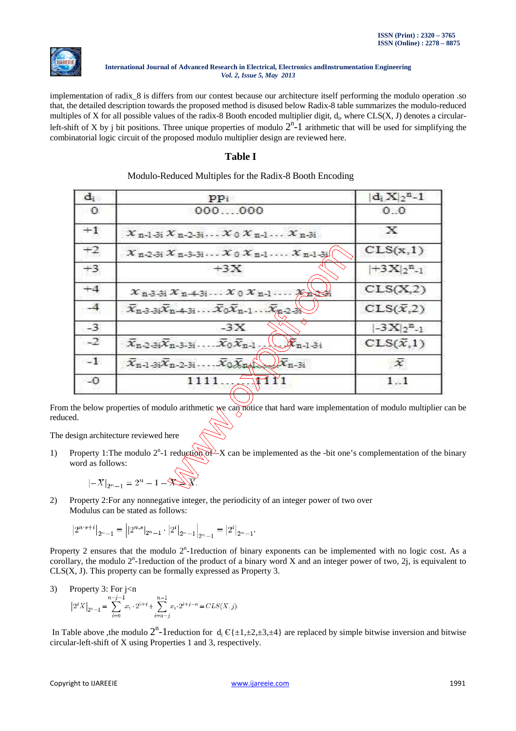implementation of radix_8 is differs from our contest because our architecture itself performing the modulo operation .so that, the detailed description towards the proposed method is disused below Radix-8 table summarizes the modulo-reduced multiples of X for all possible values of the radix-8 Booth encoded multiplier digit, $d_i$, where CLS(X, J) denotes a circular-left-shift of X by j bit positions. Three unique properties of modulo $2^n$-1 arithmetic that will be used for simplifying the combinatorial logic circuit of the proposed modulo multiplier design are reviewed here.

## Table I

Modulo-Reduced Multiples for the Radix-8 Booth Encoding

| $d_i$ | $pp_i$ | $\lvert d_i X \rvert_{2^n-1}$ |
|---|---|---|
| 0 | 000....000 | 0..0 |
| +1 | $x_{n-1-3i}\, x_{n-2-3i} \ldots x_0\, x_{n-1} \ldots x_{n-3i}$ | X |
| +2 | $x_{n-2-3i}\, x_{n-3-3i} \ldots x_0\, x_{n-1} \ldots x_{n-1-3i}$ | CLS(x,1) |
| +3 | +3X | $\lvert +3X \rvert_{2^n-1}$ |
| +4 | $x_{n-3-3i}\, x_{n-4-3i} \ldots x_0\, x_{n-1} \ldots x_{n-2-3i}$ | CLS(X,2) |
| -4 | $\bar{x}_{n-3-3i}\bar{x}_{n-4-3i} \ldots \bar{x}_0\bar{x}_{n-1} \ldots \bar{x}_{n-2-3i}$ | CLS($\bar{x}$,2) |
| -3 | -3X | $\lvert -3X \rvert_{2^n-1}$ |
| -2 | $\bar{x}_{n-2-3i}\bar{x}_{n-3-3i} \ldots \bar{x}_0\bar{x}_{n-1} \ldots \bar{x}_{n-1-3i}$ | CLS($\bar{x}$,1) |
| -1 | $\bar{x}_{n-1-3i}\bar{x}_{n-2-3i} \ldots \bar{x}_0\bar{x}_{n-1} \ldots \bar{x}_{n-3i}$ | $\bar{x}$ |
| -0 | 1111........1111 | 1..1 |

From the below properties of modulo arithmetic we can notice that hard ware implementation of modulo multiplier can be reduced.

The design architecture reviewed here

1) Property 1:The modulo $2^n$-1 reduction of –X can be implemented as the -bit one's complementation of the binary word as follows:

$$|-X|_{2^n-1} = 2^n - 1 - X = \bar{X}.$$

2) Property 2:For any nonnegative integer, the periodicity of an integer power of two over Modulus can be stated as follows:

$$\left|2^{n \cdot s+i}\right|_{2^n-1} = \left| |2^{n \cdot s}|_{2^n-1} \cdot |2^i|_{2^n-1} \right|_{2^n-1} = \left|2^i\right|_{2^n-1}.$$

Property 2 ensures that the modulo $2^n$-1reduction of binary exponents can be implemented with no logic cost. As a corollary, the modulo $2^n$-1reduction of the product of a binary word X and an integer power of two, 2j, is equivalent to CLS(X, J). This property can be formally expressed as Property 3.

3) Property 3: For j<n

$$\left|2^j X\right|_{2^n-1} = \sum_{i=0}^{n-j-1} x_i \cdot 2^{i+j} + \sum_{i=n-j}^{n-1} x_i \cdot 2^{i+j-n} = CLS(X, j).$$

In Table above ,the modulo $2^n$-1reduction for $d_i \in \{\pm1,\pm2,\pm3,\pm4\}$ are replaced by simple bitwise inversion and bitwise circular-left-shift of X using Properties 1 and 3, respectively.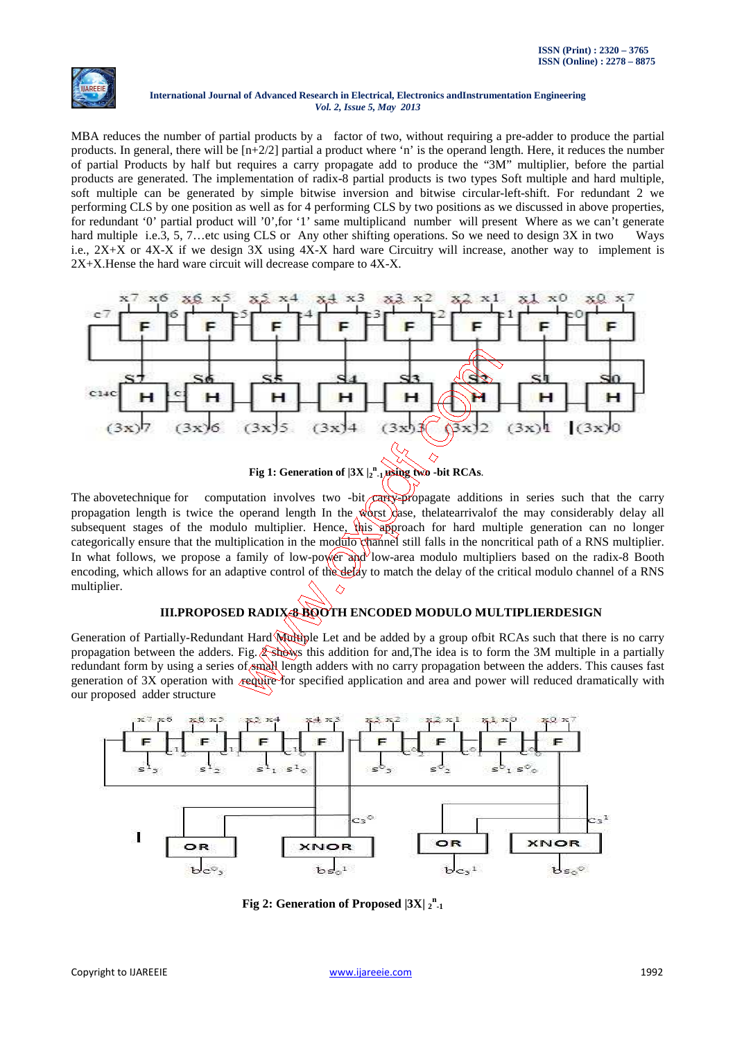MBA reduces the number of partial products by a factor of two, without requiring a pre-adder to produce the partial products. In general, there will be [n+2/2] partial a product where 'n' is the operand length. Here, it reduces the number of partial Products by half but requires a carry propagate add to produce the "3M" multiplier, before the partial products are generated. The implementation of radix-8 partial products is two types Soft multiple and hard multiple, soft multiple can be generated by simple bitwise inversion and bitwise circular-left-shift. For redundant 2 we performing CLS by one position as well as for 4 performing CLS by two positions as we discussed in above properties, for redundant '0' partial product will '0',for '1' same multiplicand number will present Where as we can't generate hard multiple i.e.3, 5, 7…etc using CLS or Any other shifting operations. So we need to design 3X in two Ways i.e., 2X+X or 4X-X if we design 3X using 4X-X hard ware Circuitry will increase, another way to implement is 2X+X.Hense the hard ware circuit will decrease compare to 4X-X.

**Fig 1: Generation of $|3X|_{2^n-1}$ using two -bit RCAs.**

The abovetechnique for computation involves two -bit carry-propagate additions in series such that the carry propagation length is twice the operand length In the worst case, thelatearrivalof the may considerably delay all subsequent stages of the modulo multiplier. Hence, this approach for hard multiple generation can no longer categorically ensure that the multiplication in the modulo channel still falls in the noncritical path of a RNS multiplier. In what follows, we propose a family of low-power and low-area modulo multipliers based on the radix-8 Booth encoding, which allows for an adaptive control of the delay to match the delay of the critical modulo channel of a RNS multiplier.

## III.PROPOSED RADIX-8 BOOTH ENCODED MODULO MULTIPLIERDESIGN

Generation of Partially-Redundant Hard Multiple Let and be added by a group ofbit RCAs such that there is no carry propagation between the adders. Fig. 2 shows this addition for and,The idea is to form the 3M multiple in a partially redundant form by using a series of small length adders with no carry propagation between the adders. This causes fast generation of 3X operation with require for specified application and area and power will reduced dramatically with our proposed adder structure

**Fig 2: Generation of Proposed $|3X|_{2^n-1}$**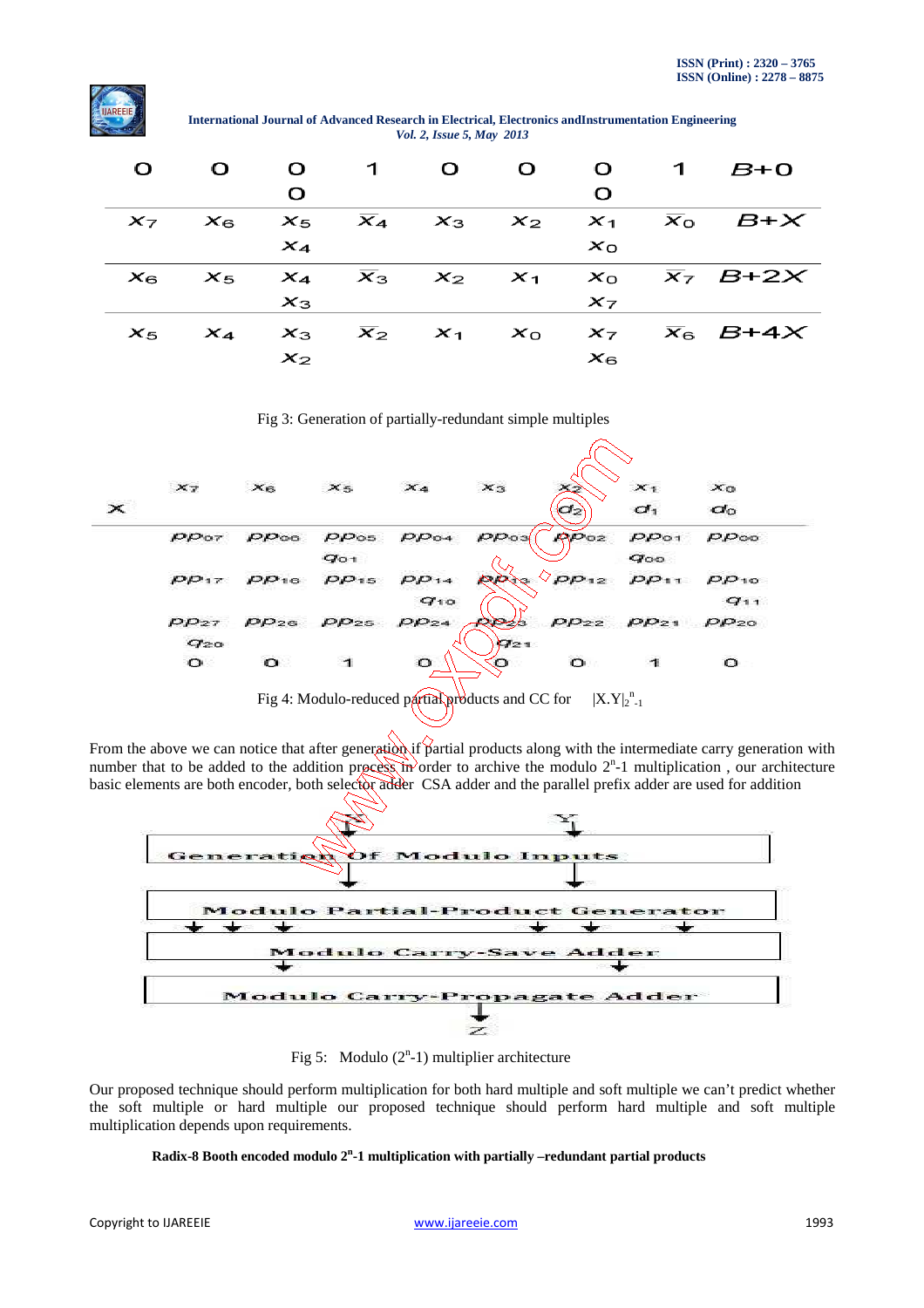| 0 | 0 | 0 0 | 1 | 0 | 0 | 0 0 | 1 | $B+0$ |
|---|---|---|---|---|---|---|---|---|
| $x_7$ | $x_6$ | $x_5$ $x_4$ | $\overline{x_4}$ | $x_3$ | $x_2$ | $x_1$ $x_0$ | $\overline{x_0}$ | $B+X$ |
| $x_6$ | $x_5$ | $x_4$ $x_3$ | $\overline{x_3}$ | $x_2$ | $x_1$ | $x_0$ $x_7$ | $\overline{x_7}$ | $B+2X$ |
| $x_5$ | $x_4$ | $x_3$ $x_2$ | $\overline{x_2}$ | $x_1$ | $x_0$ | $x_7$ $x_6$ | $\overline{x_6}$ | $B+4X$ |

Fig 3: Generation of partially-redundant simple multiples

| | $x_7$ | $x_6$ | $x_5$ | $x_4$ | $x_3$ | $x_2$ | $x_1$ | $x_0$ |
|---|---|---|---|---|---|---|---|---|
| X | | | | | | $d_2$ | $d_1$ | $d_0$ |
| | $pp_{07}$ | $pp_{06}$ | $pp_{05}$ $q_{01}$ | $pp_{04}$ | $pp_{03}$ | $pp_{02}$ | $pp_{01}$ $q_{00}$ | $pp_{00}$ |
| | $pp_{17}$ | $pp_{16}$ | $pp_{15}$ | $pp_{14}$ $q_{10}$ | $pp_{13}$ | $pp_{12}$ | $pp_{11}$ | $pp_{10}$ $q_{11}$ |
| | $pp_{27}$ $q_{20}$ | $pp_{26}$ | $pp_{25}$ | $pp_{24}$ | $pp_{23}$ $q_{21}$ | $pp_{22}$ | $pp_{21}$ | $pp_{20}$ |
| | 0 | 0 | 1 | 0 | 0 | 0 | 1 | 0 |

Fig 4: Modulo-reduced partial products and CC for $|X.Y|_{2^n-1}$

From the above we can notice that after generation if partial products along with the intermediate carry generation with number that to be added to the addition process in order to archive the modulo $2^n$-1 multiplication , our architecture basic elements are both encoder, both selector adder CSA adder and the parallel prefix adder are used for addition

X, Y → Generation Of Modulo Inputs → Modulo Partial-Product Generator → Modulo Carry-Save Adder → Modulo Carry-Propagate Adder → Z

Fig 5: Modulo ($2^n$-1) multiplier architecture

Our proposed technique should perform multiplication for both hard multiple and soft multiple we can't predict whether the soft multiple or hard multiple our proposed technique should perform hard multiple and soft multiple multiplication depends upon requirements.

**Radix-8 Booth encoded modulo $2^n$-1 multiplication with partially –redundant partial products**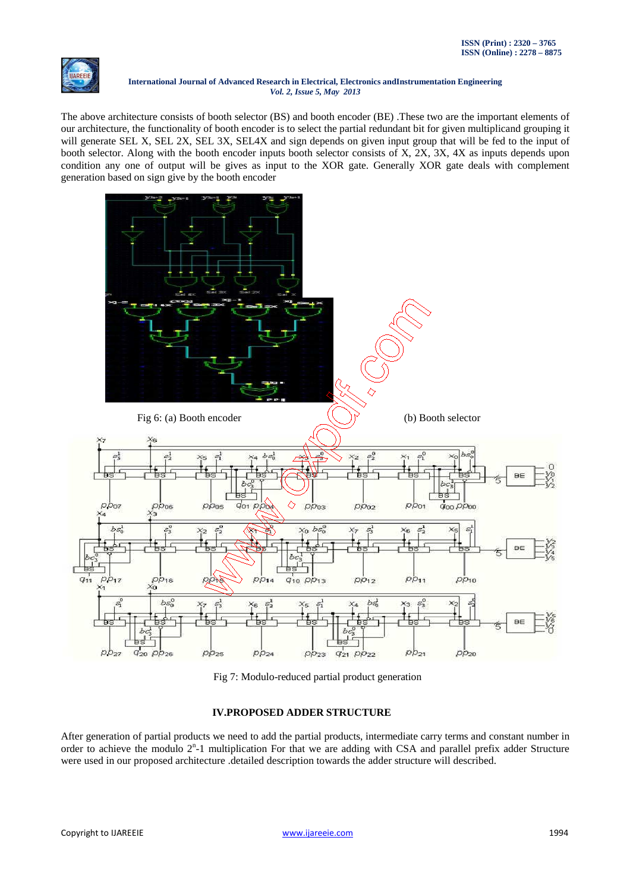The above architecture consists of booth selector (BS) and booth encoder (BE) .These two are the important elements of our architecture, the functionality of booth encoder is to select the partial redundant bit for given multiplicand grouping it will generate SEL X, SEL 2X, SEL 3X, SEL4X and sign depends on given input group that will be fed to the input of booth selector. Along with the booth encoder inputs booth selector consists of X, 2X, 3X, 4X as inputs depends upon condition any one of output will be gives as input to the XOR gate. Generally XOR gate deals with complement generation based on sign give by the booth encoder

Fig 6: (a) Booth encoder (b) Booth selector

Fig 7: Modulo-reduced partial product generation

## IV.PROPOSED ADDER STRUCTURE

After generation of partial products we need to add the partial products, intermediate carry terms and constant number in order to achieve the modulo $2^n$-1 multiplication For that we are adding with CSA and parallel prefix adder Structure were used in our proposed architecture .detailed description towards the adder structure will described.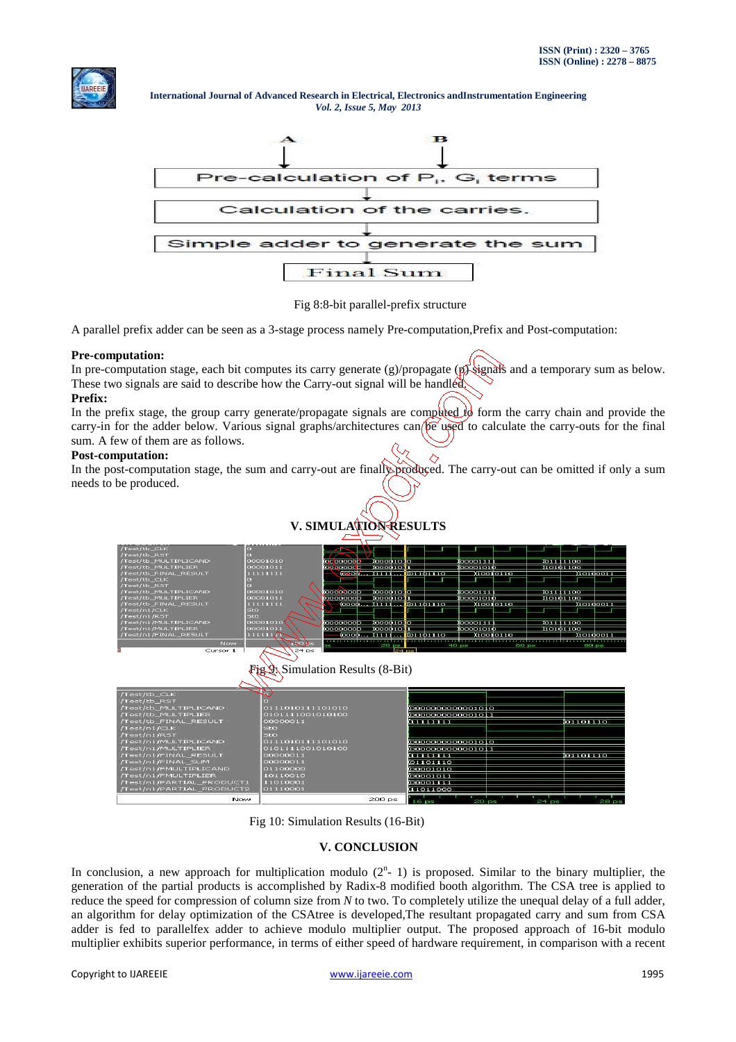A | B

Pre-calculation of $P_i$, $G_i$ terms

Calculation of the carries.

Simple adder to generate the sum

Final Sum

Fig 8:8-bit parallel-prefix structure

A parallel prefix adder can be seen as a 3-stage process namely Pre-computation,Prefix and Post-computation:

**Pre-computation:**
In pre-computation stage, each bit computes its carry generate (g)/propagate (p) signals and a temporary sum as below. These two signals are said to describe how the Carry-out signal will be handled.

**Prefix:**
In the prefix stage, the group carry generate/propagate signals are computed to form the carry chain and provide the carry-in for the adder below. Various signal graphs/architectures can be used to calculate the carry-outs for the final sum. A few of them are as follows.

**Post-computation:**
In the post-computation stage, the sum and carry-out are finally produced. The carry-out can be omitted if only a sum needs to be produced.

## V. SIMULATION RESULTS

Fig 9: Simulation Results (8-Bit)

Fig 10: Simulation Results (16-Bit)

## V. CONCLUSION

In conclusion, a new approach for multiplication modulo ($2^n$- 1) is proposed. Similar to the binary multiplier, the generation of the partial products is accomplished by Radix-8 modified booth algorithm. The CSA tree is applied to reduce the speed for compression of column size from *N* to two. To completely utilize the unequal delay of a full adder, an algorithm for delay optimization of the CSAtree is developed,The resultant propagated carry and sum from CSA adder is fed to parallelfex adder to achieve modulo multiplier output. The proposed approach of 16-bit modulo multiplier exhibits superior performance, in terms of either speed of hardware requirement, in comparison with a recent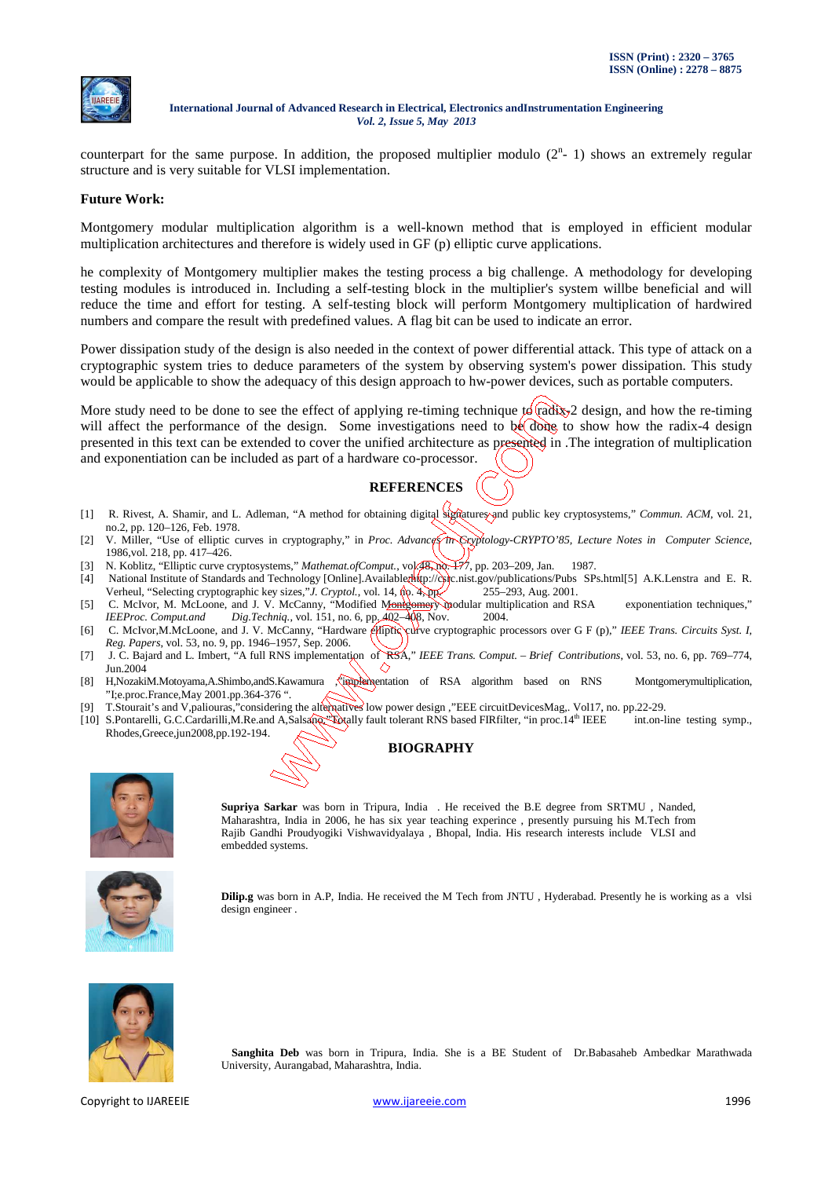counterpart for the same purpose. In addition, the proposed multiplier modulo ($2^n$- 1) shows an extremely regular structure and is very suitable for VLSI implementation.

**Future Work:**

Montgomery modular multiplication algorithm is a well-known method that is employed in efficient modular multiplication architectures and therefore is widely used in GF (p) elliptic curve applications.

he complexity of Montgomery multiplier makes the testing process a big challenge. A methodology for developing testing modules is introduced in. Including a self-testing block in the multiplier's system willbe beneficial and will reduce the time and effort for testing. A self-testing block will perform Montgomery multiplication of hardwired numbers and compare the result with predefined values. A flag bit can be used to indicate an error.

Power dissipation study of the design is also needed in the context of power differential attack. This type of attack on a cryptographic system tries to deduce parameters of the system by observing system's power dissipation. This study would be applicable to show the adequacy of this design approach to hw-power devices, such as portable computers.

More study need to be done to see the effect of applying re-timing technique to radix-2 design, and how the re-timing will affect the performance of the design. Some investigations need to be done to show how the radix-4 design presented in this text can be extended to cover the unified architecture as presented in .The integration of multiplication and exponentiation can be included as part of a hardware co-processor.

## REFERENCES

[1] R. Rivest, A. Shamir, and L. Adleman, "A method for obtaining digital signatures and public key cryptosystems," *Commun. ACM*, vol. 21, no.2, pp. 120–126, Feb. 1978.

[2] V. Miller, "Use of elliptic curves in cryptography," in *Proc. Advances in Cryptology-CRYPTO'85, Lecture Notes in Computer Science*, 1986,vol. 218, pp. 417–426.

[3] N. Koblitz, "Elliptic curve cryptosystems," *Mathemat.ofComput.*, vol.48, no. 177, pp. 203–209, Jan. 1987.

[4] National Institute of Standards and Technology [Online].Available:http://csrc.nist.gov/publications/Pubs SPs.html[5] A.K.Lenstra and E. R. Verheul, "Selecting cryptographic key sizes,"*J. Cryptol.*, vol. 14, no. 4, pp. 255–293, Aug. 2001.

[5] C. McIvor, M. McLoone, and J. V. McCanny, "Modified Montgomery modular multiplication and RSA exponentiation techniques," *IEEProc. Comput.and Dig.Techniq.*, vol. 151, no. 6, pp. 402–408, Nov. 2004.

[6] C. McIvor,M.McLoone, and J. V. McCanny, "Hardware elliptic curve cryptographic processors over G F (p)," *IEEE Trans. Circuits Syst. I, Reg. Papers*, vol. 53, no. 9, pp. 1946–1957, Sep. 2006.

[7] J. C. Bajard and L. Imbert, "A full RNS implementation of RSA," *IEEE Trans. Comput. – Brief Contributions*, vol. 53, no. 6, pp. 769–774, Jun.2004

[8] H,NozakiM.Motoyama,A.Shimbo,andS.Kawamura ,"implementation of RSA algorithm based on RNS Montgomerymultiplication, "I;e.proc.France,May 2001.pp.364-376 ".

[9] T.Stourait's and V,paliouras,"considering the alternatives low power design ,"EEE circuitDevicesMag,. Vol17, no. pp.22-29.

[10] S.Pontarelli, G.C.Cardarilli,M.Re.and A,Salsano,"Totally fault tolerant RNS based FIRfilter, "in proc.14th IEEE int.on-line testing symp., Rhodes,Greece,jun2008,pp.192-194.

## BIOGRAPHY

**Supriya Sarkar** was born in Tripura, India . He received the B.E degree from SRTMU , Nanded, Maharashtra, India in 2006, he has six year teaching experince , presently pursuing his M.Tech from Rajib Gandhi Proudyogiki Vishwavidyalaya , Bhopal, India. His research interests include VLSI and embedded systems.

**Dilip.g** was born in A.P, India. He received the M Tech from JNTU , Hyderabad. Presently he is working as a vlsi design engineer .

**Sanghita Deb** was born in Tripura, India. She is a BE Student of Dr.Babasaheb Ambedkar Marathwada University, Aurangabad, Maharashtra, India.